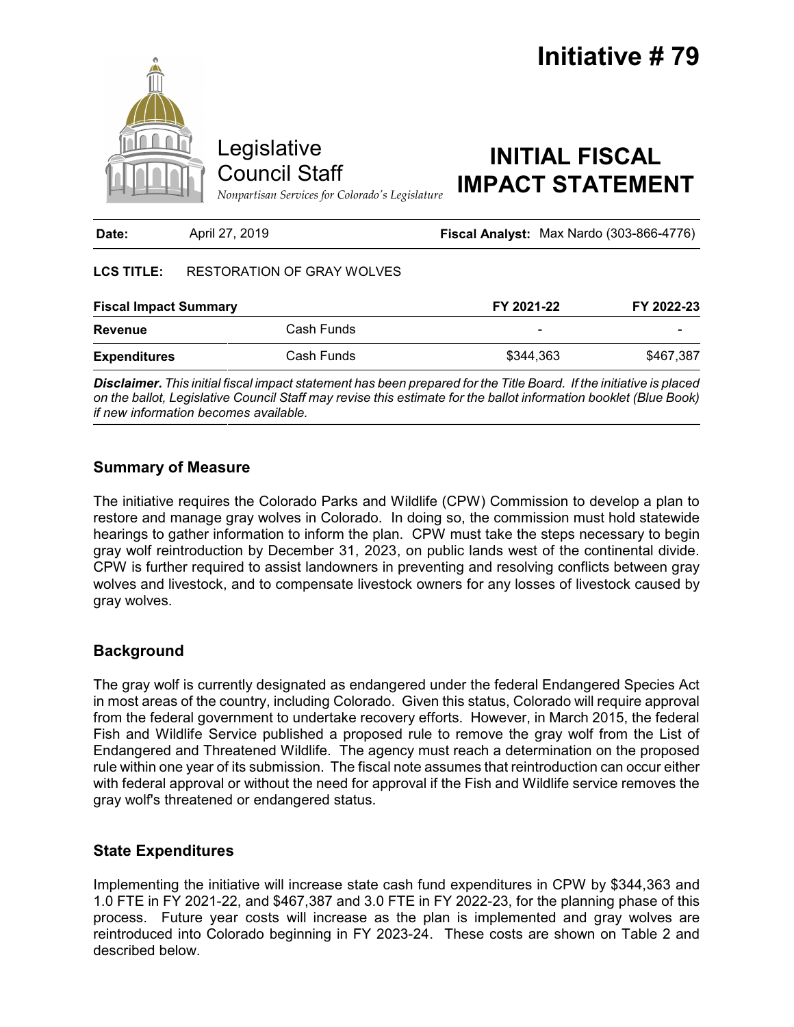# Initiative # 79

Legislative Council Staff

*Nonpartisan Services for Colorado's Legislature*

# INITIAL FISCAL IMPACT STATEMENT

**Date:** April 27, 2019 **Fiscal Analyst:** Max Nardo (303-866-4776)

**LCS TITLE:** RESTORATION OF GRAY WOLVES

| **Fiscal Impact Summary** | | **FY 2021-22** | **FY 2022-23** |
|---|---|---|---|
| **Revenue** | Cash Funds | - | - |
| **Expenditures** | Cash Funds | $344,363 | $467,387 |

***Disclaimer.*** *This initial fiscal impact statement has been prepared for the Title Board. If the initiative is placed on the ballot, Legislative Council Staff may revise this estimate for the ballot information booklet (Blue Book) if new information becomes available.*

## Summary of Measure

The initiative requires the Colorado Parks and Wildlife (CPW) Commission to develop a plan to restore and manage gray wolves in Colorado. In doing so, the commission must hold statewide hearings to gather information to inform the plan. CPW must take the steps necessary to begin gray wolf reintroduction by December 31, 2023, on public lands west of the continental divide. CPW is further required to assist landowners in preventing and resolving conflicts between gray wolves and livestock, and to compensate livestock owners for any losses of livestock caused by gray wolves.

## Background

The gray wolf is currently designated as endangered under the federal Endangered Species Act in most areas of the country, including Colorado. Given this status, Colorado will require approval from the federal government to undertake recovery efforts. However, in March 2015, the federal Fish and Wildlife Service published a proposed rule to remove the gray wolf from the List of Endangered and Threatened Wildlife. The agency must reach a determination on the proposed rule within one year of its submission. The fiscal note assumes that reintroduction can occur either with federal approval or without the need for approval if the Fish and Wildlife service removes the gray wolf's threatened or endangered status.

## State Expenditures

Implementing the initiative will increase state cash fund expenditures in CPW by $344,363 and 1.0 FTE in FY 2021-22, and $467,387 and 3.0 FTE in FY 2022-23, for the planning phase of this process. Future year costs will increase as the plan is implemented and gray wolves are reintroduced into Colorado beginning in FY 2023-24. These costs are shown on Table 2 and described below.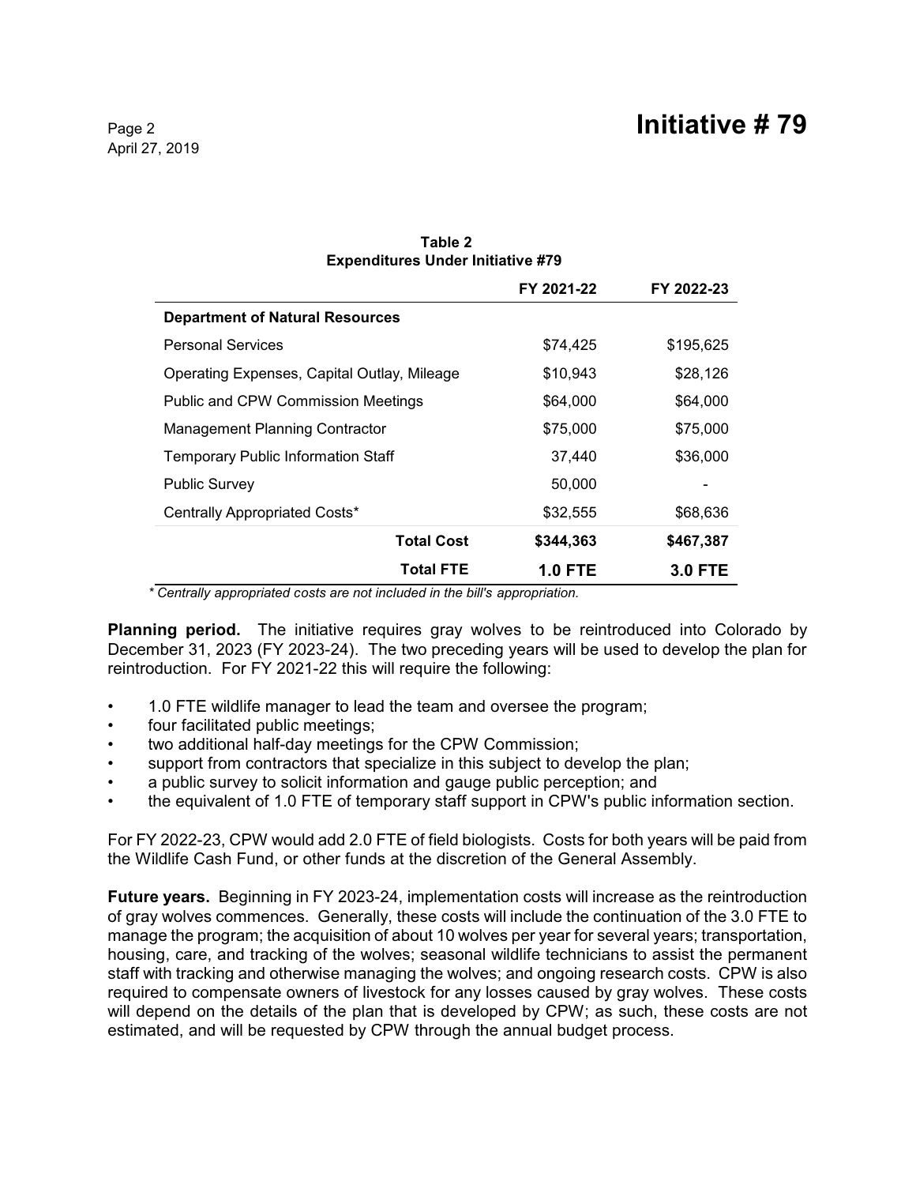**Table 2**
**Expenditures Under Initiative #79**

| | FY 2021-22 | FY 2022-23 |
|---|---|---|
| **Department of Natural Resources** | | |
| Personal Services | $74,425 | $195,625 |
| Operating Expenses, Capital Outlay, Mileage | $10,943 | $28,126 |
| Public and CPW Commission Meetings | $64,000 | $64,000 |
| Management Planning Contractor | $75,000 | $75,000 |
| Temporary Public Information Staff | 37,440 | $36,000 |
| Public Survey | 50,000 | - |
| Centrally Appropriated Costs* | $32,555 | $68,636 |
| **Total Cost** | **$344,363** | **$467,387** |
| **Total FTE** | **1.0 FTE** | **3.0 FTE** |

*\* Centrally appropriated costs are not included in the bill's appropriation.*

**Planning period.** The initiative requires gray wolves to be reintroduced into Colorado by December 31, 2023 (FY 2023-24). The two preceding years will be used to develop the plan for reintroduction. For FY 2021-22 this will require the following:

- 1.0 FTE wildlife manager to lead the team and oversee the program;
- four facilitated public meetings;
- two additional half-day meetings for the CPW Commission;
- support from contractors that specialize in this subject to develop the plan;
- a public survey to solicit information and gauge public perception; and
- the equivalent of 1.0 FTE of temporary staff support in CPW's public information section.

For FY 2022-23, CPW would add 2.0 FTE of field biologists. Costs for both years will be paid from the Wildlife Cash Fund, or other funds at the discretion of the General Assembly.

**Future years.** Beginning in FY 2023-24, implementation costs will increase as the reintroduction of gray wolves commences. Generally, these costs will include the continuation of the 3.0 FTE to manage the program; the acquisition of about 10 wolves per year for several years; transportation, housing, care, and tracking of the wolves; seasonal wildlife technicians to assist the permanent staff with tracking and otherwise managing the wolves; and ongoing research costs. CPW is also required to compensate owners of livestock for any losses caused by gray wolves. These costs will depend on the details of the plan that is developed by CPW; as such, these costs are not estimated, and will be requested by CPW through the annual budget process.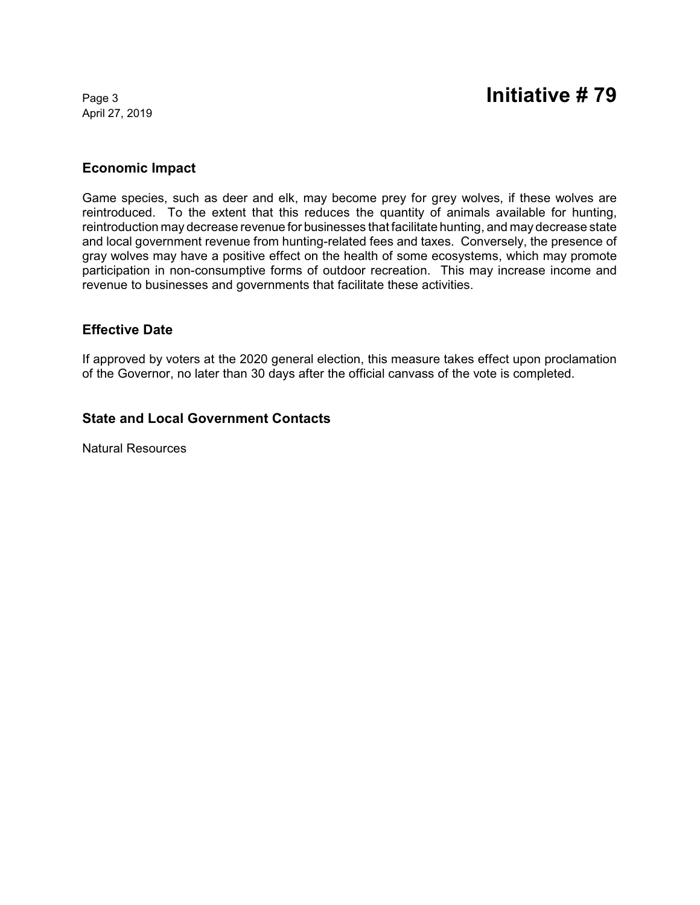## Economic Impact

Game species, such as deer and elk, may become prey for grey wolves, if these wolves are reintroduced. To the extent that this reduces the quantity of animals available for hunting, reintroduction may decrease revenue for businesses that facilitate hunting, and may decrease state and local government revenue from hunting-related fees and taxes. Conversely, the presence of gray wolves may have a positive effect on the health of some ecosystems, which may promote participation in non-consumptive forms of outdoor recreation. This may increase income and revenue to businesses and governments that facilitate these activities.

## Effective Date

If approved by voters at the 2020 general election, this measure takes effect upon proclamation of the Governor, no later than 30 days after the official canvass of the vote is completed.

## State and Local Government Contacts

Natural Resources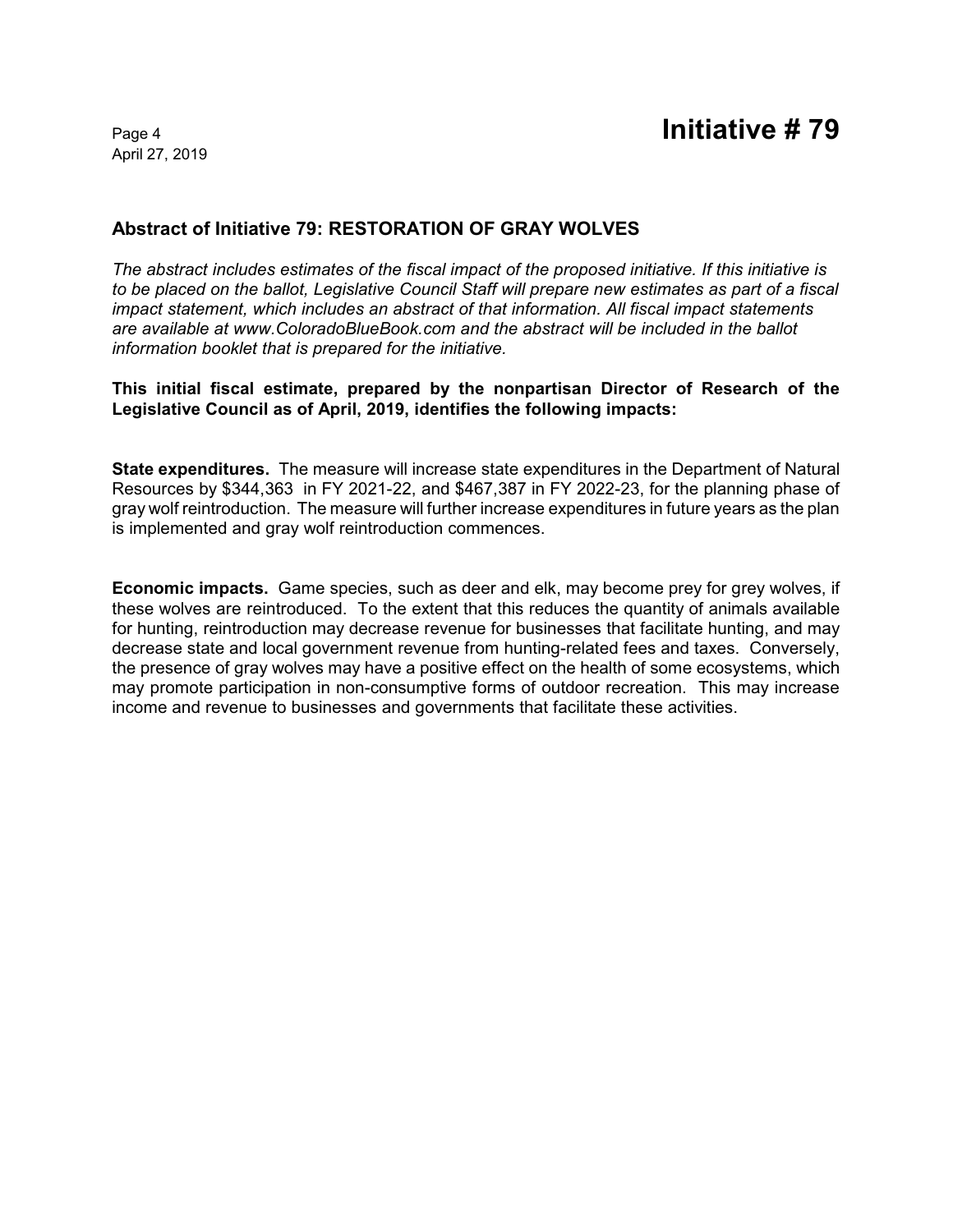## Abstract of Initiative 79: RESTORATION OF GRAY WOLVES

*The abstract includes estimates of the fiscal impact of the proposed initiative. If this initiative is to be placed on the ballot, Legislative Council Staff will prepare new estimates as part of a fiscal impact statement, which includes an abstract of that information. All fiscal impact statements are available at www.ColoradoBlueBook.com and the abstract will be included in the ballot information booklet that is prepared for the initiative.*

**This initial fiscal estimate, prepared by the nonpartisan Director of Research of the Legislative Council as of April, 2019, identifies the following impacts:**

**State expenditures.** The measure will increase state expenditures in the Department of Natural Resources by $344,363 in FY 2021-22, and $467,387 in FY 2022-23, for the planning phase of gray wolf reintroduction. The measure will further increase expenditures in future years as the plan is implemented and gray wolf reintroduction commences.

**Economic impacts.** Game species, such as deer and elk, may become prey for grey wolves, if these wolves are reintroduced. To the extent that this reduces the quantity of animals available for hunting, reintroduction may decrease revenue for businesses that facilitate hunting, and may decrease state and local government revenue from hunting-related fees and taxes. Conversely, the presence of gray wolves may have a positive effect on the health of some ecosystems, which may promote participation in non-consumptive forms of outdoor recreation. This may increase income and revenue to businesses and governments that facilitate these activities.